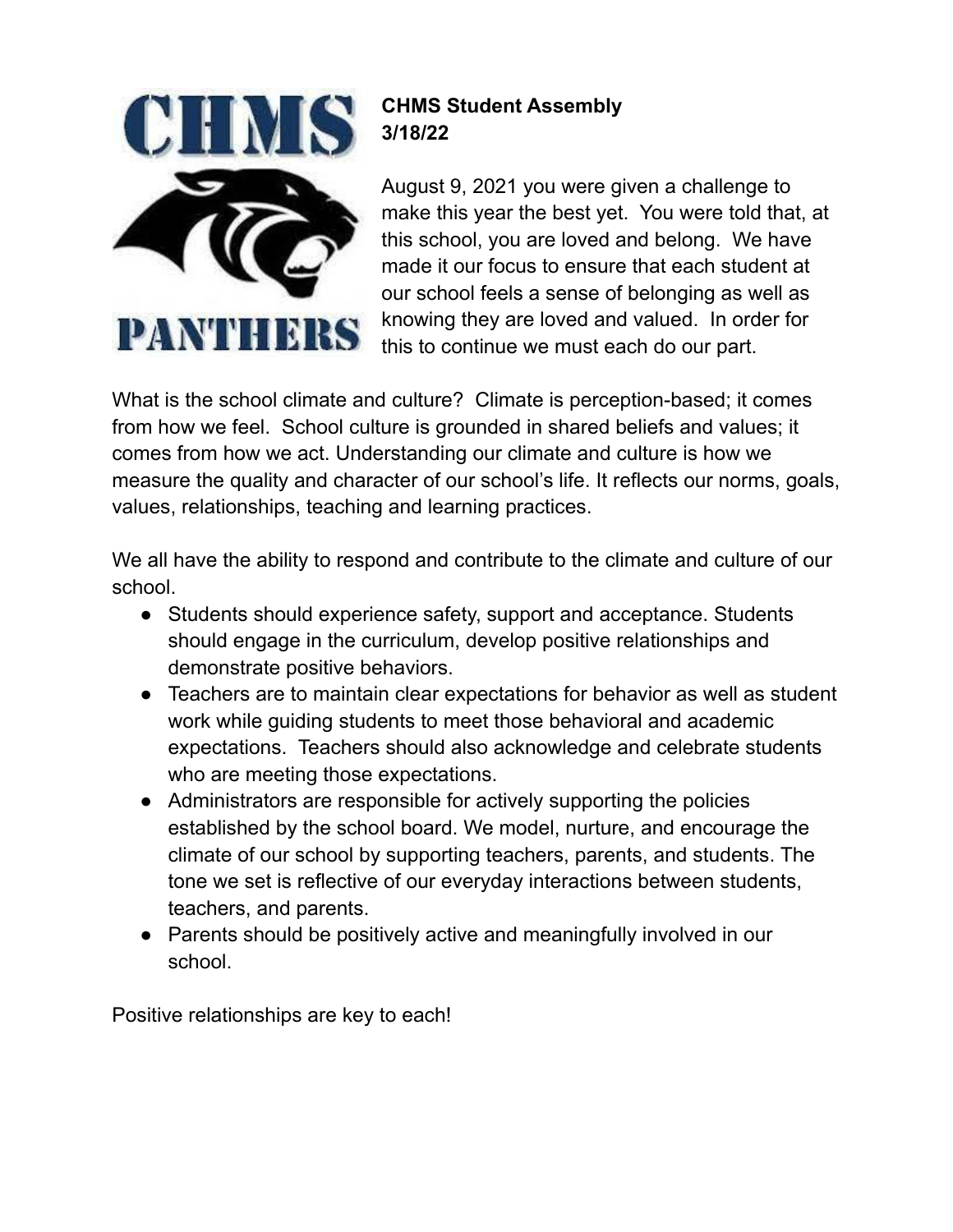**CHMS Student Assembly**
**3/18/22**

August 9, 2021 you were given a challenge to make this year the best yet. You were told that, at this school, you are loved and belong. We have made it our focus to ensure that each student at our school feels a sense of belonging as well as knowing they are loved and valued. In order for this to continue we must each do our part.

What is the school climate and culture? Climate is perception-based; it comes from how we feel. School culture is grounded in shared beliefs and values; it comes from how we act. Understanding our climate and culture is how we measure the quality and character of our school's life. It reflects our norms, goals, values, relationships, teaching and learning practices.

We all have the ability to respond and contribute to the climate and culture of our school.

- Students should experience safety, support and acceptance. Students should engage in the curriculum, develop positive relationships and demonstrate positive behaviors.
- Teachers are to maintain clear expectations for behavior as well as student work while guiding students to meet those behavioral and academic expectations. Teachers should also acknowledge and celebrate students who are meeting those expectations.
- Administrators are responsible for actively supporting the policies established by the school board. We model, nurture, and encourage the climate of our school by supporting teachers, parents, and students. The tone we set is reflective of our everyday interactions between students, teachers, and parents.
- Parents should be positively active and meaningfully involved in our school.

Positive relationships are key to each!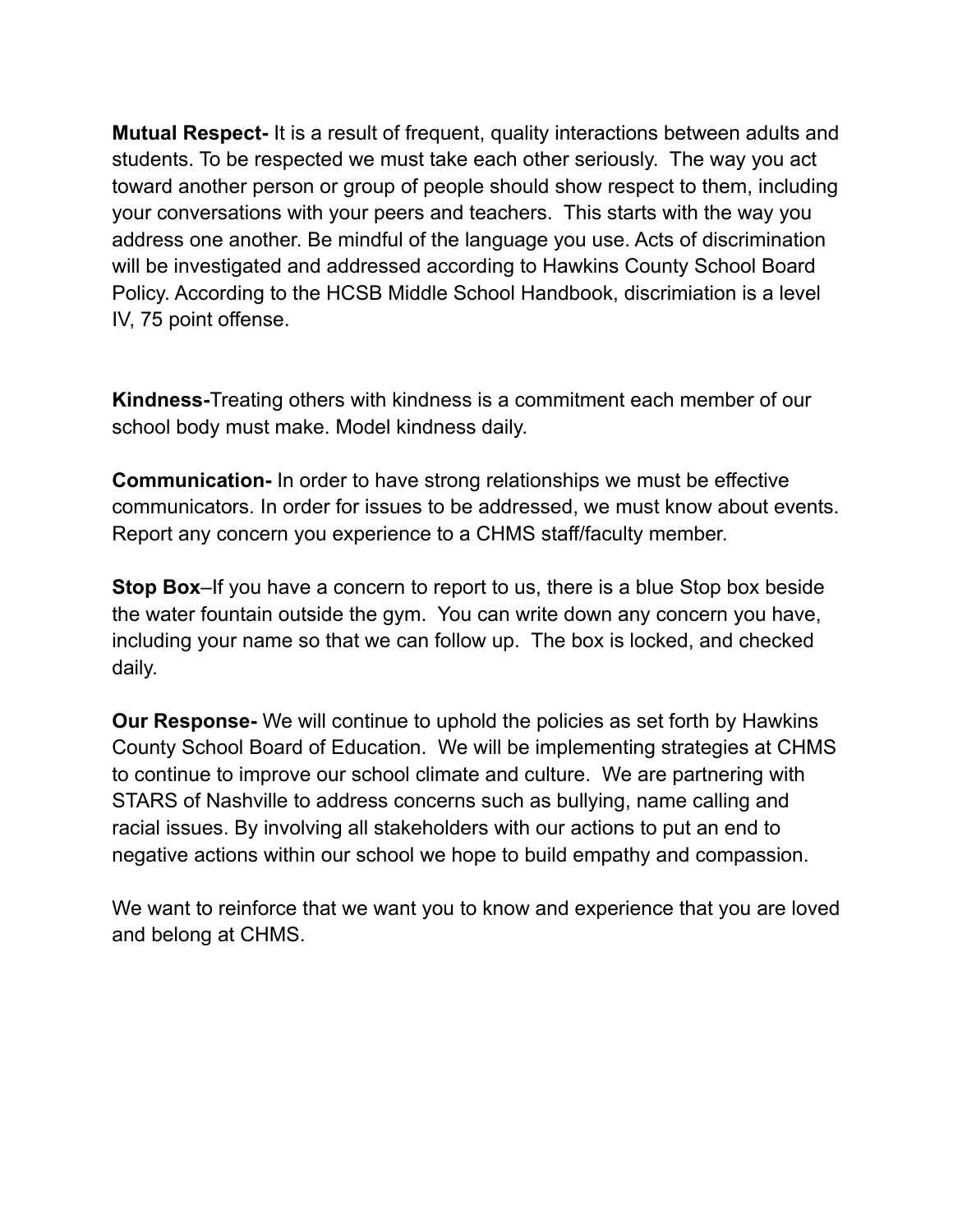**Mutual Respect-** It is a result of frequent, quality interactions between adults and students. To be respected we must take each other seriously. The way you act toward another person or group of people should show respect to them, including your conversations with your peers and teachers. This starts with the way you address one another. Be mindful of the language you use. Acts of discrimination will be investigated and addressed according to Hawkins County School Board Policy. According to the HCSB Middle School Handbook, discrimiation is a level IV, 75 point offense.

**Kindness-**Treating others with kindness is a commitment each member of our school body must make. Model kindness daily.

**Communication-** In order to have strong relationships we must be effective communicators. In order for issues to be addressed, we must know about events. Report any concern you experience to a CHMS staff/faculty member.

**Stop Box**–If you have a concern to report to us, there is a blue Stop box beside the water fountain outside the gym. You can write down any concern you have, including your name so that we can follow up. The box is locked, and checked daily.

**Our Response-** We will continue to uphold the policies as set forth by Hawkins County School Board of Education. We will be implementing strategies at CHMS to continue to improve our school climate and culture. We are partnering with STARS of Nashville to address concerns such as bullying, name calling and racial issues. By involving all stakeholders with our actions to put an end to negative actions within our school we hope to build empathy and compassion.

We want to reinforce that we want you to know and experience that you are loved and belong at CHMS.